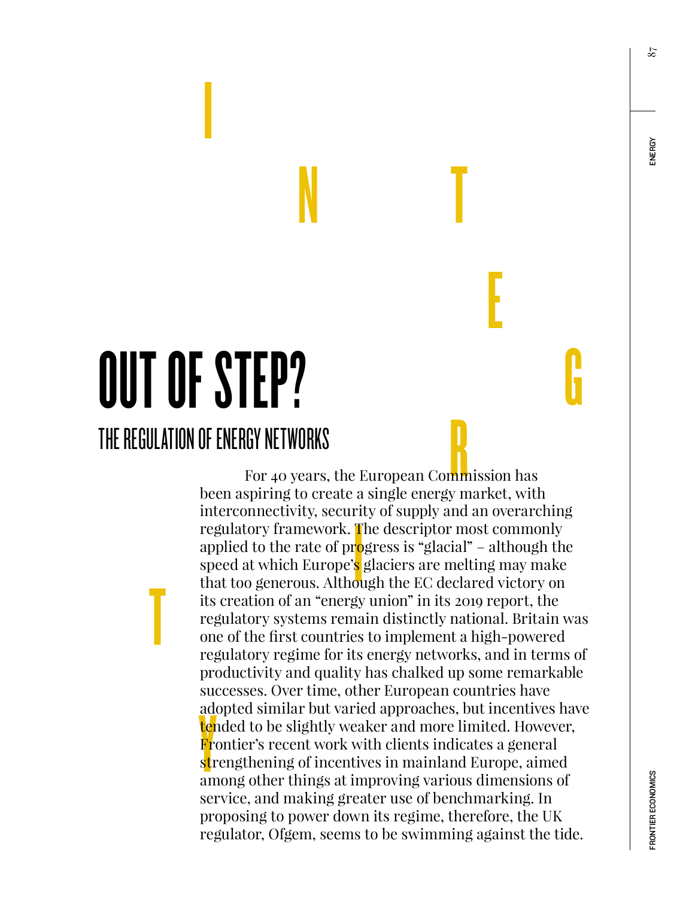# OUT OF STEP?

## THE REGULATION OF ENERGY NETWORKS

For 40 years, the European Commission has been aspiring to create a single energy market, with interconnectivity, security of supply and an overarching regulatory framework. The descriptor most commonly applied to the rate of progress is "glacial" – although the speed at which Europe's glaciers are melting may make that too generous. Although the EC declared victory on its creation of an "energy union" in its 2019 report, the regulatory systems remain distinctly national. Britain was one of the first countries to implement a high-powered regulatory regime for its energy networks, and in terms of productivity and quality has chalked up some remarkable successes. Over time, other European countries have adopted similar but varied approaches, but incentives have tended to be slightly weaker and more limited. However, Frontier's recent work with clients indicates a general strengthening of incentives in mainland Europe, aimed among other things at improving various dimensions of service, and making greater use of benchmarking. In proposing to power down its regime, therefore, the UK regulator, Ofgem, seems to be swimming against the tide.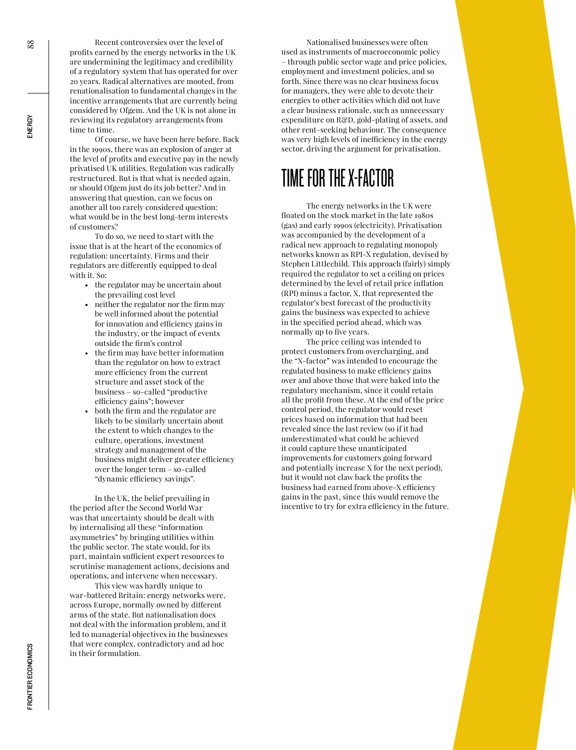Recent controversies over the level of profits earned by the energy networks in the UK are undermining the legitimacy and credibility of a regulatory system that has operated for over 20 years. Radical alternatives are mooted, from renationalisation to fundamental changes in the incentive arrangements that are currently being considered by Ofgem. And the UK is not alone in reviewing its regulatory arrangements from time to time.

Of course, we have been here before. Back in the 1990s, there was an explosion of anger at the level of profits and executive pay in the newly privatised UK utilities. Regulation was radically restructured. But is that what is needed again, or should Ofgem just do its job better? And in answering that question, can we focus on another all too rarely considered question: what would be in the best long-term interests of customers?

To do so, we need to start with the issue that is at the heart of the economics of regulation: uncertainty. Firms and their regulators are differently equipped to deal with it. So:

- the regulator may be uncertain about the prevailing cost level
- neither the regulator nor the firm may be well informed about the potential for innovation and efficiency gains in the industry, or the impact of events outside the firm's control
- the firm may have better information than the regulator on how to extract more efficiency from the current structure and asset stock of the business – so-called "productive efficiency gains"; however
- both the firm and the regulator are likely to be similarly uncertain about the extent to which changes to the culture, operations, investment strategy and management of the business might deliver greater efficiency over the longer term – so-called "dynamic efficiency savings".

In the UK, the belief prevailing in the period after the Second World War was that uncertainty should be dealt with by internalising all these "information asymmetries" by bringing utilities within the public sector. The state would, for its part, maintain sufficient expert resources to scrutinise management actions, decisions and operations, and intervene when necessary.

This view was hardly unique to war-battered Britain: energy networks were, across Europe, normally owned by different arms of the state. But nationalisation does not deal with the information problem, and it led to managerial objectives in the businesses that were complex, contradictory and ad hoc in their formulation.

Nationalised businesses were often used as instruments of macroeconomic policy – through public sector wage and price policies, employment and investment policies, and so forth. Since there was no clear business focus for managers, they were able to devote their energies to other activities which did not have a clear business rationale, such as unnecessary expenditure on R&D, gold-plating of assets, and other rent-seeking behaviour. The consequence was very high levels of inefficiency in the energy sector, driving the argument for privatisation.

## TIME FOR THE X-FACTOR

The energy networks in the UK were floated on the stock market in the late 1980s (gas) and early 1990s (electricity). Privatisation was accompanied by the development of a radical new approach to regulating monopoly networks known as RPI-X regulation, devised by Stephen Littlechild. This approach (fairly) simply required the regulator to set a ceiling on prices determined by the level of retail price inflation (RPI) minus a factor, X, that represented the regulator's best forecast of the productivity gains the business was expected to achieve in the specified period ahead, which was normally up to five years.

The price ceiling was intended to protect customers from overcharging, and the "X-factor" was intended to encourage the regulated business to make efficiency gains over and above those that were baked into the regulatory mechanism, since it could retain all the profit from these. At the end of the price control period, the regulator would reset prices based on information that had been revealed since the last review (so if it had underestimated what could be achieved it could capture these unanticipated improvements for customers going forward and potentially increase X for the next period), but it would not claw back the profits the business had earned from above-X efficiency gains in the past, since this would remove the incentive to try for extra efficiency in the future.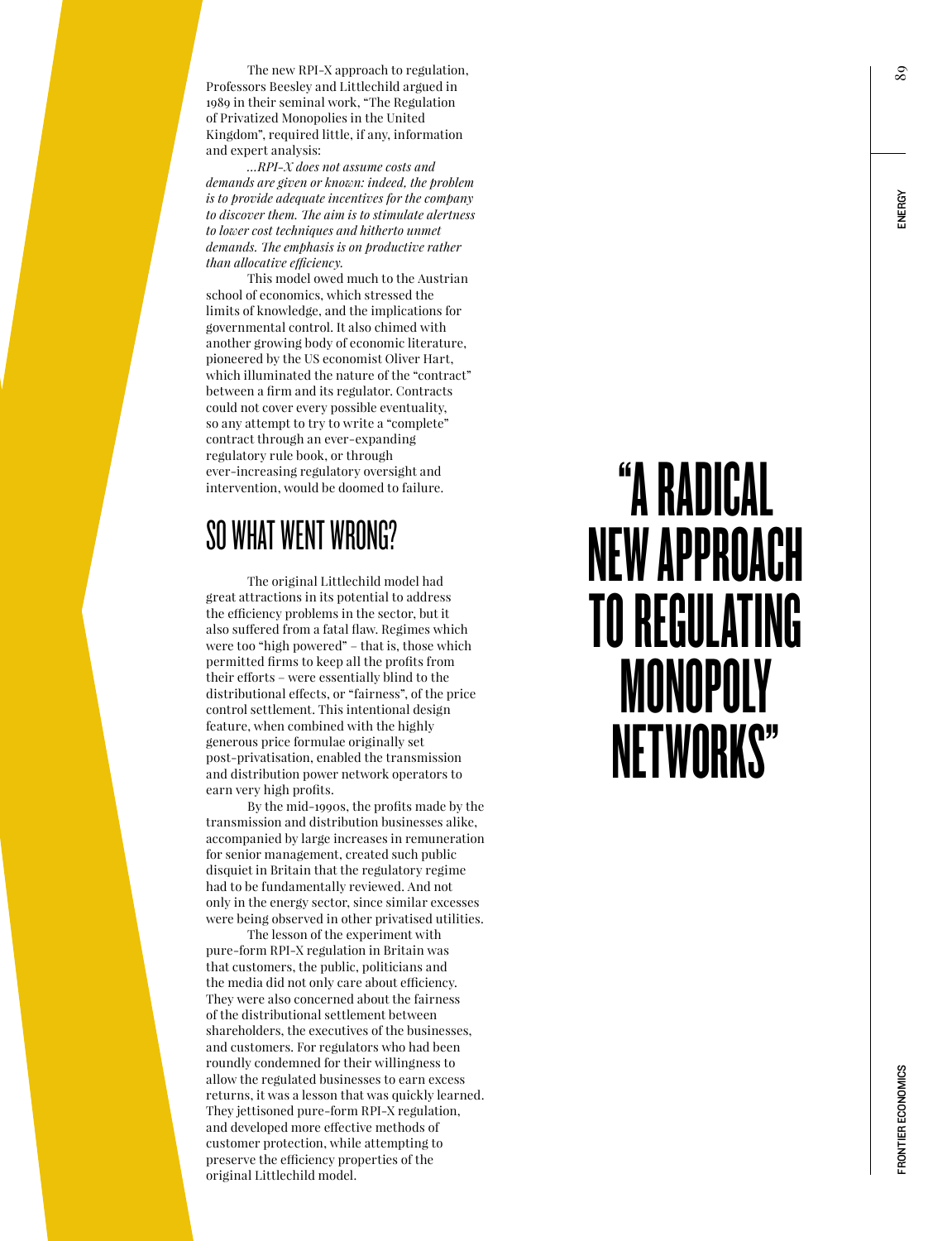The new RPI-X approach to regulation, Professors Beesley and Littlechild argued in 1989 in their seminal work, "The Regulation of Privatized Monopolies in the United Kingdom", required little, if any, information and expert analysis:

*...RPI-X does not assume costs and demands are given or known: indeed, the problem is to provide adequate incentives for the company to discover them. The aim is to stimulate alertness to lower cost techniques and hitherto unmet demands. The emphasis is on productive rather than allocative efficiency.*

This model owed much to the Austrian school of economics, which stressed the limits of knowledge, and the implications for governmental control. It also chimed with another growing body of economic literature, pioneered by the US economist Oliver Hart, which illuminated the nature of the "contract" between a firm and its regulator. Contracts could not cover every possible eventuality, so any attempt to try to write a "complete" contract through an ever-expanding regulatory rule book, or through ever-increasing regulatory oversight and intervention, would be doomed to failure.

## SO WHAT WENT WRONG?

The original Littlechild model had great attractions in its potential to address the efficiency problems in the sector, but it also suffered from a fatal flaw. Regimes which were too "high powered" – that is, those which permitted firms to keep all the profits from their efforts – were essentially blind to the distributional effects, or "fairness", of the price control settlement. This intentional design feature, when combined with the highly generous price formulae originally set post-privatisation, enabled the transmission and distribution power network operators to earn very high profits.

By the mid-1990s, the profits made by the transmission and distribution businesses alike, accompanied by large increases in remuneration for senior management, created such public disquiet in Britain that the regulatory regime had to be fundamentally reviewed. And not only in the energy sector, since similar excesses were being observed in other privatised utilities.

The lesson of the experiment with pure-form RPI-X regulation in Britain was that customers, the public, politicians and the media did not only care about efficiency. They were also concerned about the fairness of the distributional settlement between shareholders, the executives of the businesses, and customers. For regulators who had been roundly condemned for their willingness to allow the regulated businesses to earn excess returns, it was a lesson that was quickly learned. They jettisoned pure-form RPI-X regulation, and developed more effective methods of customer protection, while attempting to preserve the efficiency properties of the original Littlechild model.

> **"A RADICAL NEW APPROACH TO REGULATING MONOPOLY NETWORKS"**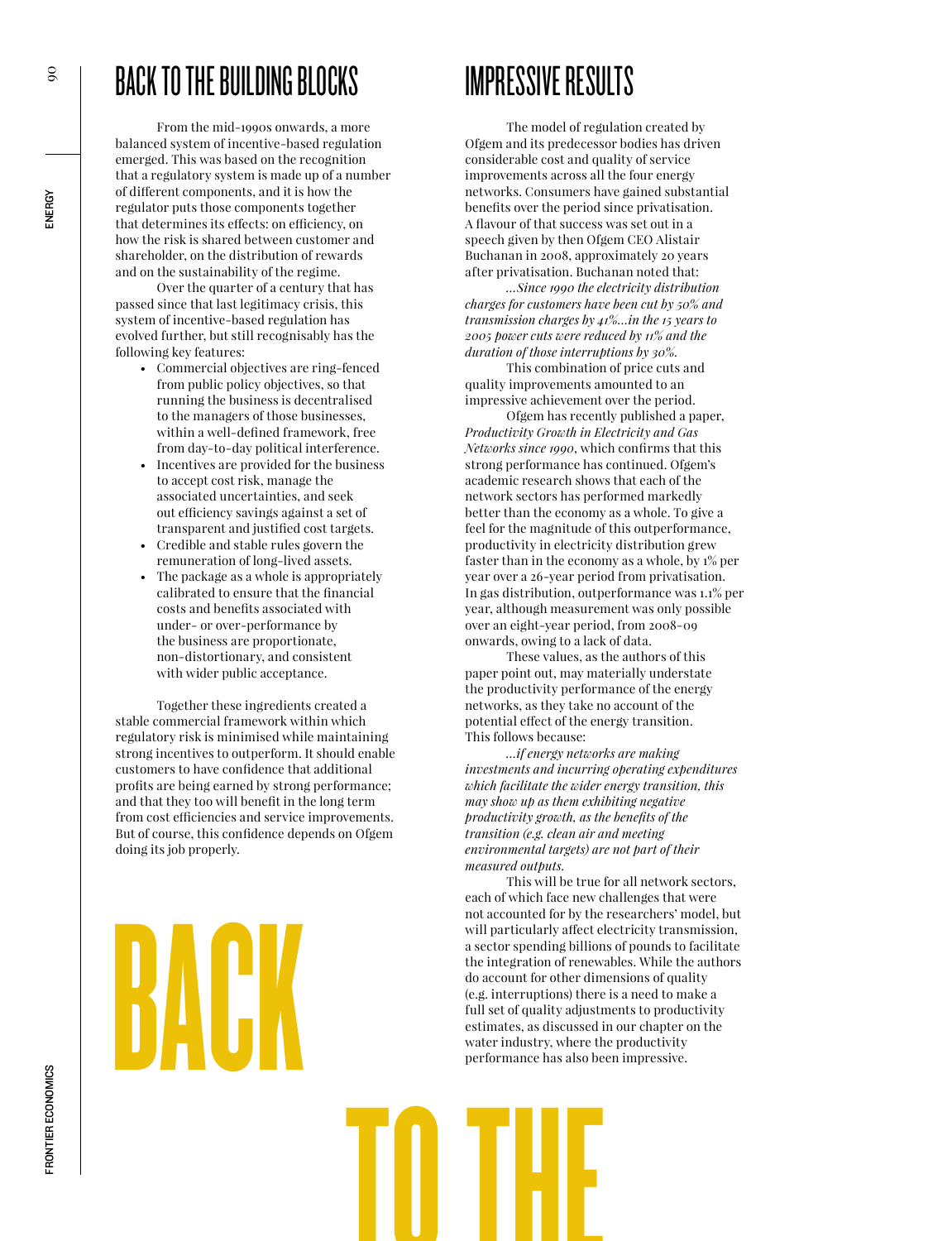## BACK TO THE BUILDING BLOCKS

From the mid-1990s onwards, a more balanced system of incentive-based regulation emerged. This was based on the recognition that a regulatory system is made up of a number of different components, and it is how the regulator puts those components together that determines its effects: on efficiency, on how the risk is shared between customer and shareholder, on the distribution of rewards and on the sustainability of the regime.

Over the quarter of a century that has passed since that last legitimacy crisis, this system of incentive-based regulation has evolved further, but still recognisably has the following key features:

- Commercial objectives are ring-fenced from public policy objectives, so that running the business is decentralised to the managers of those businesses, within a well-defined framework, free from day-to-day political interference.
- Incentives are provided for the business to accept cost risk, manage the associated uncertainties, and seek out efficiency savings against a set of transparent and justified cost targets.
- Credible and stable rules govern the remuneration of long-lived assets.
- The package as a whole is appropriately calibrated to ensure that the financial costs and benefits associated with under- or over-performance by the business are proportionate, non-distortionary, and consistent with wider public acceptance.

Together these ingredients created a stable commercial framework within which regulatory risk is minimised while maintaining strong incentives to outperform. It should enable customers to have confidence that additional profits are being earned by strong performance; and that they too will benefit in the long term from cost efficiencies and service improvements. But of course, this confidence depends on Ofgem doing its job properly.

## IMPRESSIVE RESULTS

The model of regulation created by Ofgem and its predecessor bodies has driven considerable cost and quality of service improvements across all the four energy networks. Consumers have gained substantial benefits over the period since privatisation. A flavour of that success was set out in a speech given by then Ofgem CEO Alistair Buchanan in 2008, approximately 20 years after privatisation. Buchanan noted that:

*...Since 1990 the electricity distribution charges for customers have been cut by 50% and transmission charges by 41%...in the 15 years to 2005 power cuts were reduced by 11% and the duration of those interruptions by 30%.*

This combination of price cuts and quality improvements amounted to an impressive achievement over the period.

Ofgem has recently published a paper, *Productivity Growth in Electricity and Gas Networks since 1990*, which confirms that this strong performance has continued. Ofgem's academic research shows that each of the network sectors has performed markedly better than the economy as a whole. To give a feel for the magnitude of this outperformance, productivity in electricity distribution grew faster than in the economy as a whole, by 1% per year over a 26-year period from privatisation. In gas distribution, outperformance was 1.1% per year, although measurement was only possible over an eight-year period, from 2008-09 onwards, owing to a lack of data.

These values, as the authors of this paper point out, may materially understate the productivity performance of the energy networks, as they take no account of the potential effect of the energy transition. This follows because:

*...if energy networks are making investments and incurring operating expenditures which facilitate the wider energy transition, this may show up as them exhibiting negative productivity growth, as the benefits of the transition (e.g. clean air and meeting environmental targets) are not part of their measured outputs.*

This will be true for all network sectors, each of which face new challenges that were not accounted for by the researchers' model, but will particularly affect electricity transmission, a sector spending billions of pounds to facilitate the integration of renewables. While the authors do account for other dimensions of quality (e.g. interruptions) there is a need to make a full set of quality adjustments to productivity estimates, as discussed in our chapter on the water industry, where the productivity performance has also been impressive.

BACK TO THE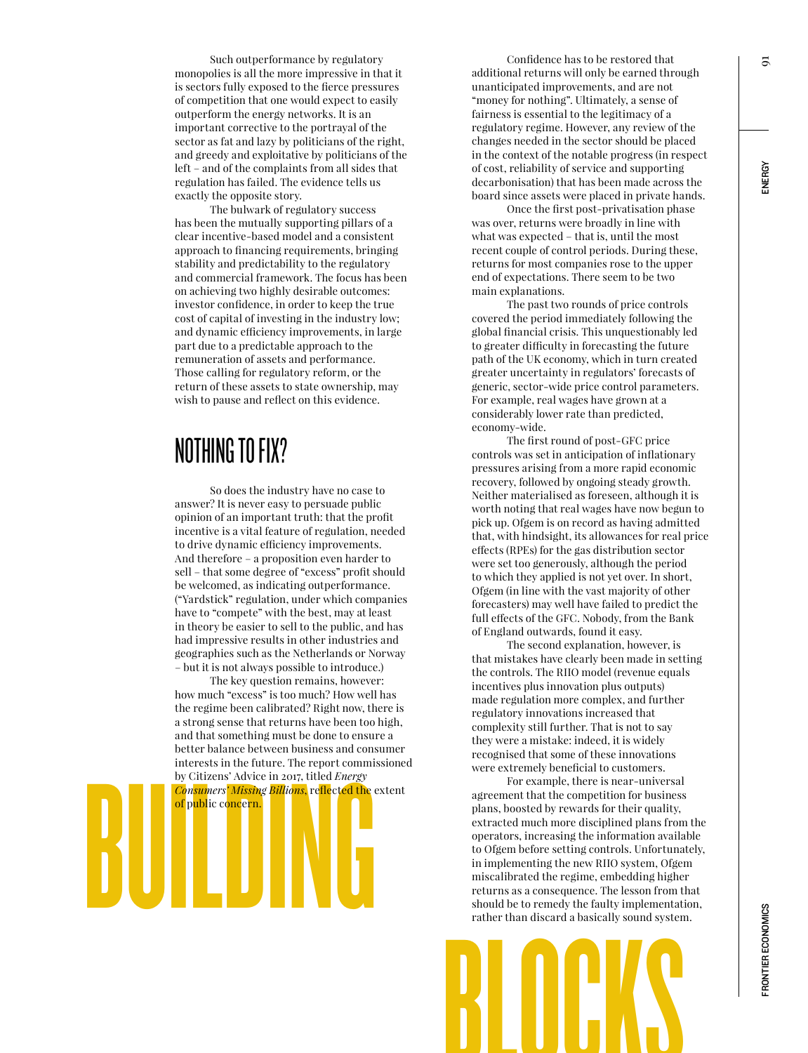Such outperformance by regulatory monopolies is all the more impressive in that it is sectors fully exposed to the fierce pressures of competition that one would expect to easily outperform the energy networks. It is an important corrective to the portrayal of the sector as fat and lazy by politicians of the right, and greedy and exploitative by politicians of the left – and of the complaints from all sides that regulation has failed. The evidence tells us exactly the opposite story.

The bulwark of regulatory success has been the mutually supporting pillars of a clear incentive-based model and a consistent approach to financing requirements, bringing stability and predictability to the regulatory and commercial framework. The focus has been on achieving two highly desirable outcomes: investor confidence, in order to keep the true cost of capital of investing in the industry low; and dynamic efficiency improvements, in large part due to a predictable approach to the remuneration of assets and performance. Those calling for regulatory reform, or the return of these assets to state ownership, may wish to pause and reflect on this evidence.

## NOTHING TO FIX?

So does the industry have no case to answer? It is never easy to persuade public opinion of an important truth: that the profit incentive is a vital feature of regulation, needed to drive dynamic efficiency improvements. And therefore – a proposition even harder to sell – that some degree of "excess" profit should be welcomed, as indicating outperformance. ("Yardstick" regulation, under which companies have to "compete" with the best, may at least in theory be easier to sell to the public, and has had impressive results in other industries and geographies such as the Netherlands or Norway – but it is not always possible to introduce.)

The key question remains, however: how much "excess" is too much? How well has the regime been calibrated? Right now, there is a strong sense that returns have been too high, and that something must be done to ensure a better balance between business and consumer interests in the future. The report commissioned by Citizens' Advice in 2017, titled *Energy Consumers' Missing Billions*, reflected the extent of public concern.

# BUILDING BLOCKS

Confidence has to be restored that additional returns will only be earned through unanticipated improvements, and are not "money for nothing". Ultimately, a sense of fairness is essential to the legitimacy of a regulatory regime. However, any review of the changes needed in the sector should be placed in the context of the notable progress (in respect of cost, reliability of service and supporting decarbonisation) that has been made across the board since assets were placed in private hands.

Once the first post-privatisation phase was over, returns were broadly in line with what was expected – that is, until the most recent couple of control periods. During these, returns for most companies rose to the upper end of expectations. There seem to be two main explanations.

The past two rounds of price controls covered the period immediately following the global financial crisis. This unquestionably led to greater difficulty in forecasting the future path of the UK economy, which in turn created greater uncertainty in regulators' forecasts of generic, sector-wide price control parameters. For example, real wages have grown at a considerably lower rate than predicted, economy-wide.

The first round of post-GFC price controls was set in anticipation of inflationary pressures arising from a more rapid economic recovery, followed by ongoing steady growth. Neither materialised as foreseen, although it is worth noting that real wages have now begun to pick up. Ofgem is on record as having admitted that, with hindsight, its allowances for real price effects (RPEs) for the gas distribution sector were set too generously, although the period to which they applied is not yet over. In short, Ofgem (in line with the vast majority of other forecasters) may well have failed to predict the full effects of the GFC. Nobody, from the Bank of England outwards, found it easy.

The second explanation, however, is that mistakes have clearly been made in setting the controls. The RIIO model (revenue equals incentives plus innovation plus outputs) made regulation more complex, and further regulatory innovations increased that complexity still further. That is not to say they were a mistake: indeed, it is widely recognised that some of these innovations were extremely beneficial to customers.

For example, there is near-universal agreement that the competition for business plans, boosted by rewards for their quality, extracted much more disciplined plans from the operators, increasing the information available to Ofgem before setting controls. Unfortunately, in implementing the new RIIO system, Ofgem miscalibrated the regime, embedding higher returns as a consequence. The lesson from that should be to remedy the faulty implementation, rather than discard a basically sound system.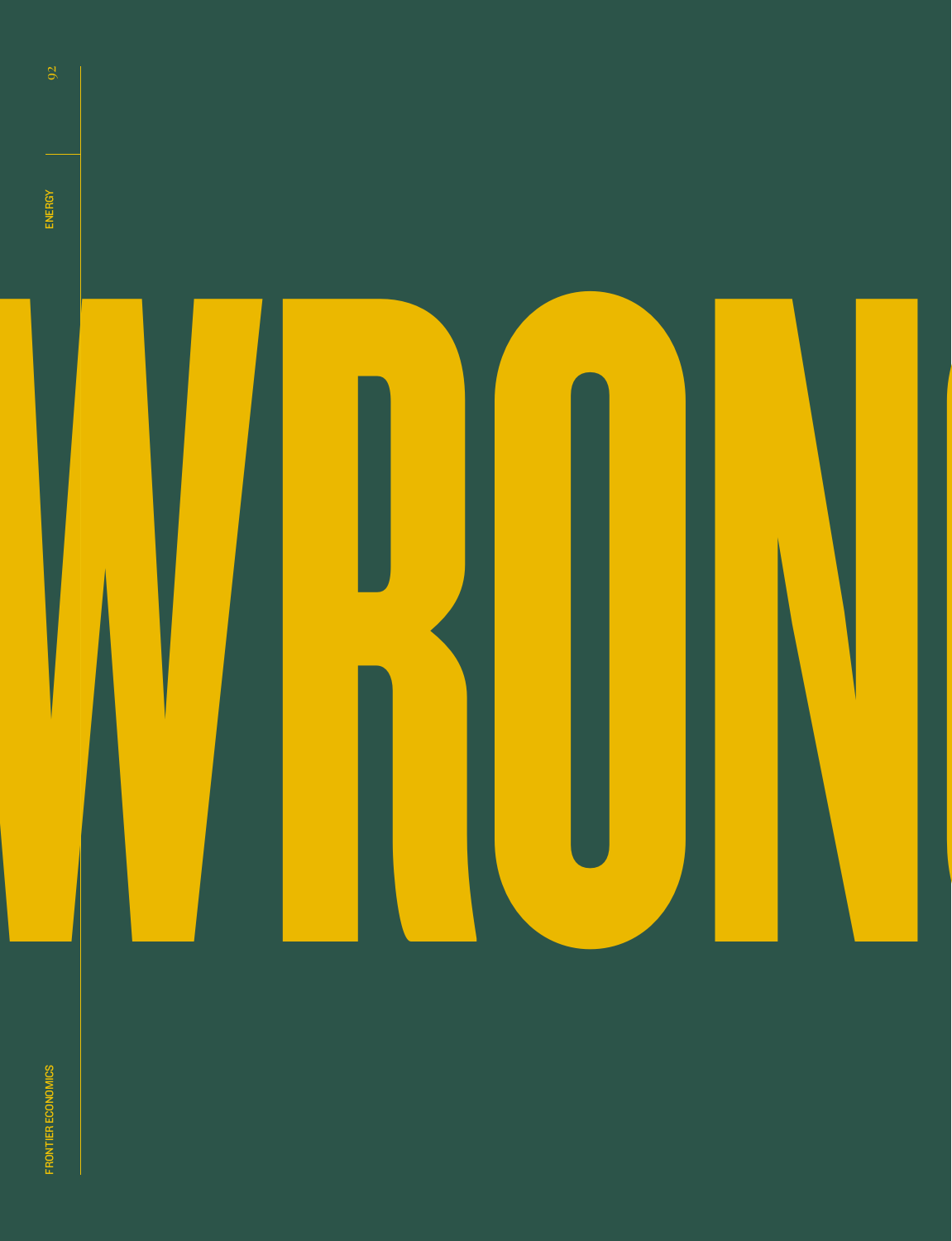# WRONG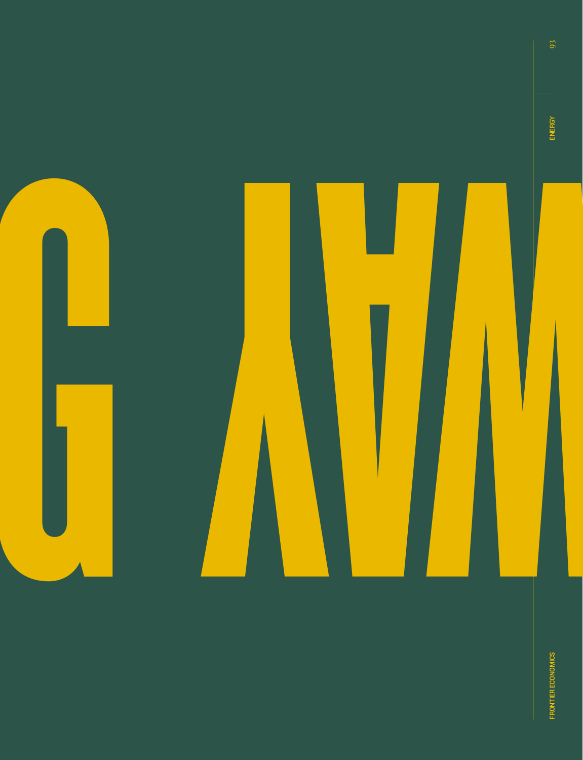WAY G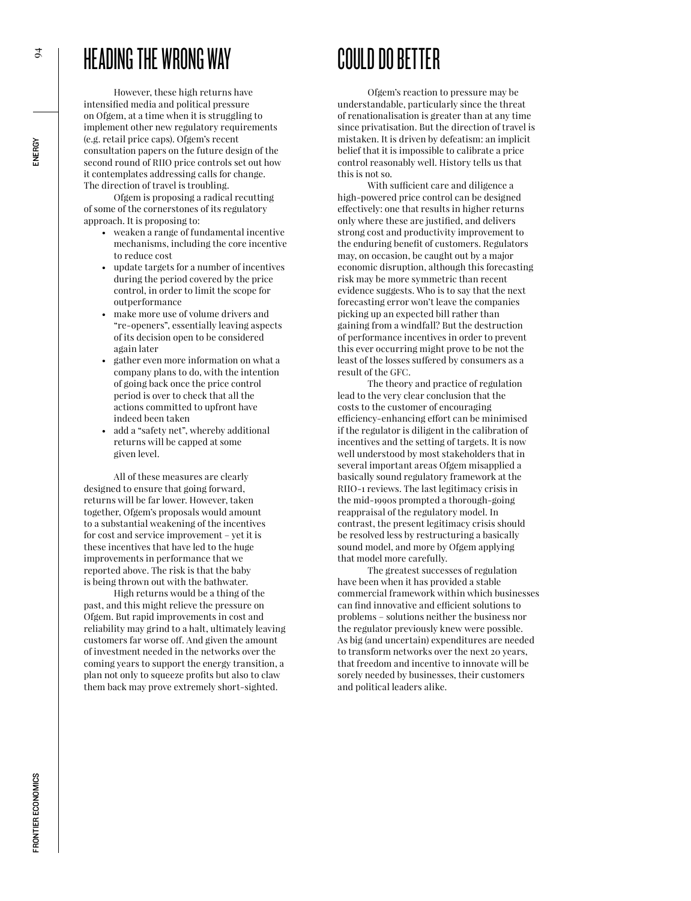## HEADING THE WRONG WAY

However, these high returns have intensified media and political pressure on Ofgem, at a time when it is struggling to implement other new regulatory requirements (e.g. retail price caps). Ofgem's recent consultation papers on the future design of the second round of RIIO price controls set out how it contemplates addressing calls for change. The direction of travel is troubling.

Ofgem is proposing a radical recutting of some of the cornerstones of its regulatory approach. It is proposing to:

- weaken a range of fundamental incentive mechanisms, including the core incentive to reduce cost
- update targets for a number of incentives during the period covered by the price control, in order to limit the scope for outperformance
- make more use of volume drivers and "re-openers", essentially leaving aspects of its decision open to be considered again later
- gather even more information on what a company plans to do, with the intention of going back once the price control period is over to check that all the actions committed to upfront have indeed been taken
- add a "safety net", whereby additional returns will be capped at some given level.

All of these measures are clearly designed to ensure that going forward, returns will be far lower. However, taken together, Ofgem's proposals would amount to a substantial weakening of the incentives for cost and service improvement – yet it is these incentives that have led to the huge improvements in performance that we reported above. The risk is that the baby is being thrown out with the bathwater.

High returns would be a thing of the past, and this might relieve the pressure on Ofgem. But rapid improvements in cost and reliability may grind to a halt, ultimately leaving customers far worse off. And given the amount of investment needed in the networks over the coming years to support the energy transition, a plan not only to squeeze profits but also to claw them back may prove extremely short-sighted.

## COULD DO BETTER

Ofgem's reaction to pressure may be understandable, particularly since the threat of renationalisation is greater than at any time since privatisation. But the direction of travel is mistaken. It is driven by defeatism: an implicit belief that it is impossible to calibrate a price control reasonably well. History tells us that this is not so.

With sufficient care and diligence a high-powered price control can be designed effectively: one that results in higher returns only where these are justified, and delivers strong cost and productivity improvement to the enduring benefit of customers. Regulators may, on occasion, be caught out by a major economic disruption, although this forecasting risk may be more symmetric than recent evidence suggests. Who is to say that the next forecasting error won't leave the companies picking up an expected bill rather than gaining from a windfall? But the destruction of performance incentives in order to prevent this ever occurring might prove to be not the least of the losses suffered by consumers as a result of the GFC.

The theory and practice of regulation lead to the very clear conclusion that the costs to the customer of encouraging efficiency-enhancing effort can be minimised if the regulator is diligent in the calibration of incentives and the setting of targets. It is now well understood by most stakeholders that in several important areas Ofgem misapplied a basically sound regulatory framework at the RIIO-1 reviews. The last legitimacy crisis in the mid-1990s prompted a thorough-going reappraisal of the regulatory model. In contrast, the present legitimacy crisis should be resolved less by restructuring a basically sound model, and more by Ofgem applying that model more carefully.

The greatest successes of regulation have been when it has provided a stable commercial framework within which businesses can find innovative and efficient solutions to problems – solutions neither the business nor the regulator previously knew were possible. As big (and uncertain) expenditures are needed to transform networks over the next 20 years, that freedom and incentive to innovate will be sorely needed by businesses, their customers and political leaders alike.